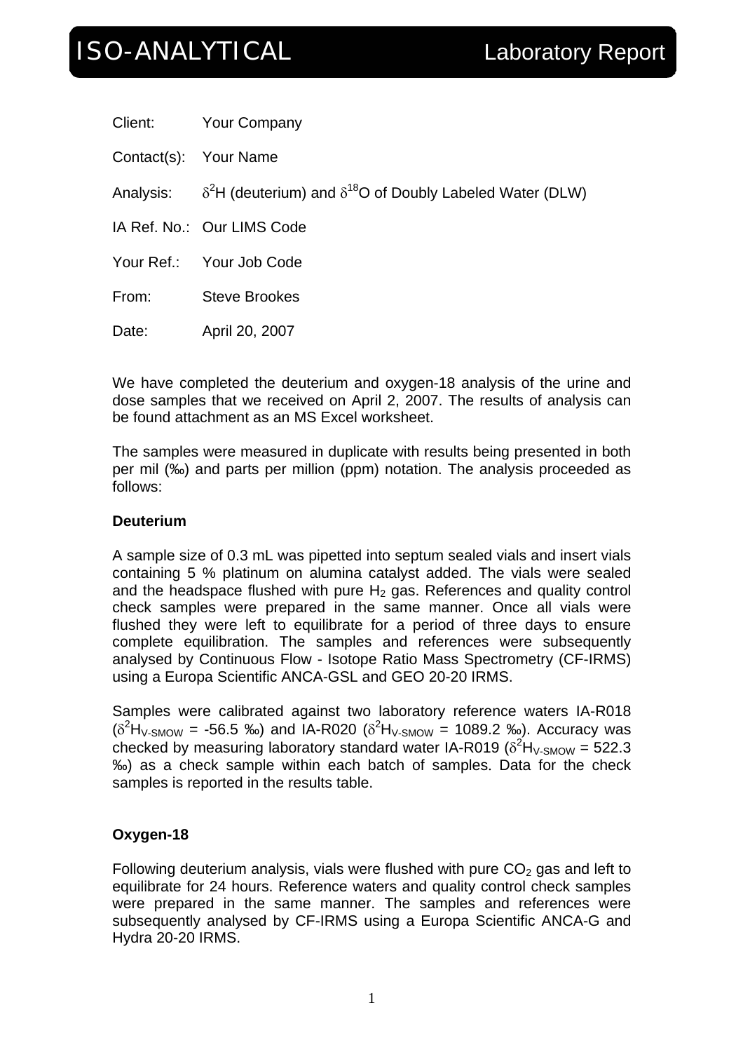# ISO-ANALYTICAL Laboratory Report

Client: Your Company

Contact(s): Your Name

Analysis: $\delta^2$H (deuterium) and $\delta^{18}$O of Doubly Labeled Water (DLW)

IA Ref. No.: Our LIMS Code

Your Ref.: Your Job Code

From: Steve Brookes

Date: April 20, 2007

We have completed the deuterium and oxygen-18 analysis of the urine and dose samples that we received on April 2, 2007. The results of analysis can be found attachment as an MS Excel worksheet.

The samples were measured in duplicate with results being presented in both per mil (‰) and parts per million (ppm) notation. The analysis proceeded as follows:

**Deuterium**

A sample size of 0.3 mL was pipetted into septum sealed vials and insert vials containing 5 % platinum on alumina catalyst added. The vials were sealed and the headspace flushed with pure $H_2$ gas. References and quality control check samples were prepared in the same manner. Once all vials were flushed they were left to equilibrate for a period of three days to ensure complete equilibration. The samples and references were subsequently analysed by Continuous Flow - Isotope Ratio Mass Spectrometry (CF-IRMS) using a Europa Scientific ANCA-GSL and GEO 20-20 IRMS.

Samples were calibrated against two laboratory reference waters IA-R018 ($\delta^2H_{V\text{-}SMOW}$ = -56.5 ‰) and IA-R020 ($\delta^2H_{V\text{-}SMOW}$ = 1089.2 ‰). Accuracy was checked by measuring laboratory standard water IA-R019 ($\delta^2H_{V\text{-}SMOW}$ = 522.3 ‰) as a check sample within each batch of samples. Data for the check samples is reported in the results table.

**Oxygen-18**

Following deuterium analysis, vials were flushed with pure $CO_2$ gas and left to equilibrate for 24 hours. Reference waters and quality control check samples were prepared in the same manner. The samples and references were subsequently analysed by CF-IRMS using a Europa Scientific ANCA-G and Hydra 20-20 IRMS.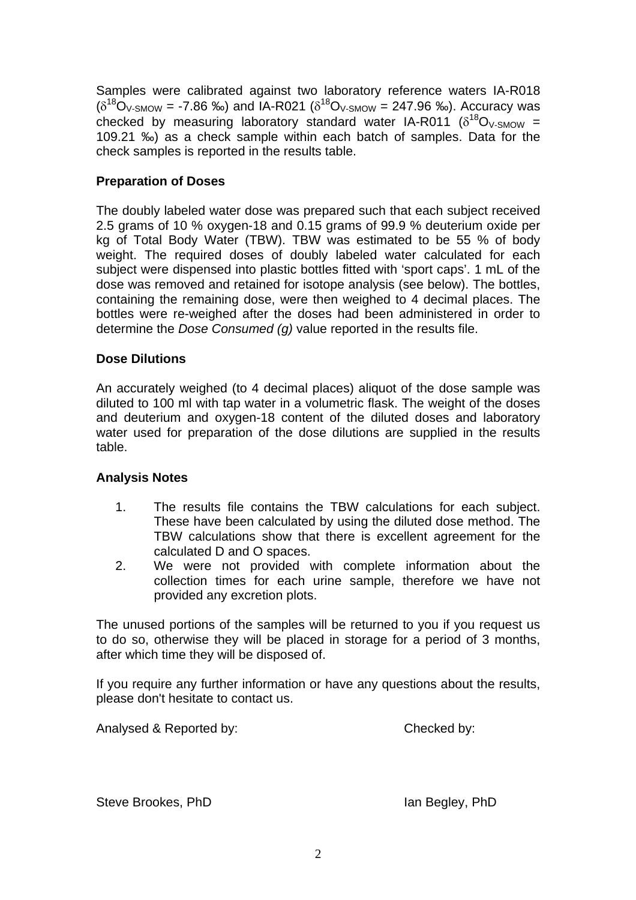Samples were calibrated against two laboratory reference waters IA-R018 ($\delta^{18}O_{V\text{-}SMOW}$ = -7.86 ‰) and IA-R021 ($\delta^{18}O_{V\text{-}SMOW}$ = 247.96 ‰). Accuracy was checked by measuring laboratory standard water IA-R011 ($\delta^{18}O_{V\text{-}SMOW}$ = 109.21 ‰) as a check sample within each batch of samples. Data for the check samples is reported in the results table.

**Preparation of Doses**

The doubly labeled water dose was prepared such that each subject received 2.5 grams of 10 % oxygen-18 and 0.15 grams of 99.9 % deuterium oxide per kg of Total Body Water (TBW). TBW was estimated to be 55 % of body weight. The required doses of doubly labeled water calculated for each subject were dispensed into plastic bottles fitted with 'sport caps'. 1 mL of the dose was removed and retained for isotope analysis (see below). The bottles, containing the remaining dose, were then weighed to 4 decimal places. The bottles were re-weighed after the doses had been administered in order to determine the *Dose Consumed (g)* value reported in the results file.

**Dose Dilutions**

An accurately weighed (to 4 decimal places) aliquot of the dose sample was diluted to 100 ml with tap water in a volumetric flask. The weight of the doses and deuterium and oxygen-18 content of the diluted doses and laboratory water used for preparation of the dose dilutions are supplied in the results table.

**Analysis Notes**

1. The results file contains the TBW calculations for each subject. These have been calculated by using the diluted dose method. The TBW calculations show that there is excellent agreement for the calculated D and O spaces.
2. We were not provided with complete information about the collection times for each urine sample, therefore we have not provided any excretion plots.

The unused portions of the samples will be returned to you if you request us to do so, otherwise they will be placed in storage for a period of 3 months, after which time they will be disposed of.

If you require any further information or have any questions about the results, please don't hesitate to contact us.

Analysed & Reported by: Checked by:

Steve Brookes, PhD Ian Begley, PhD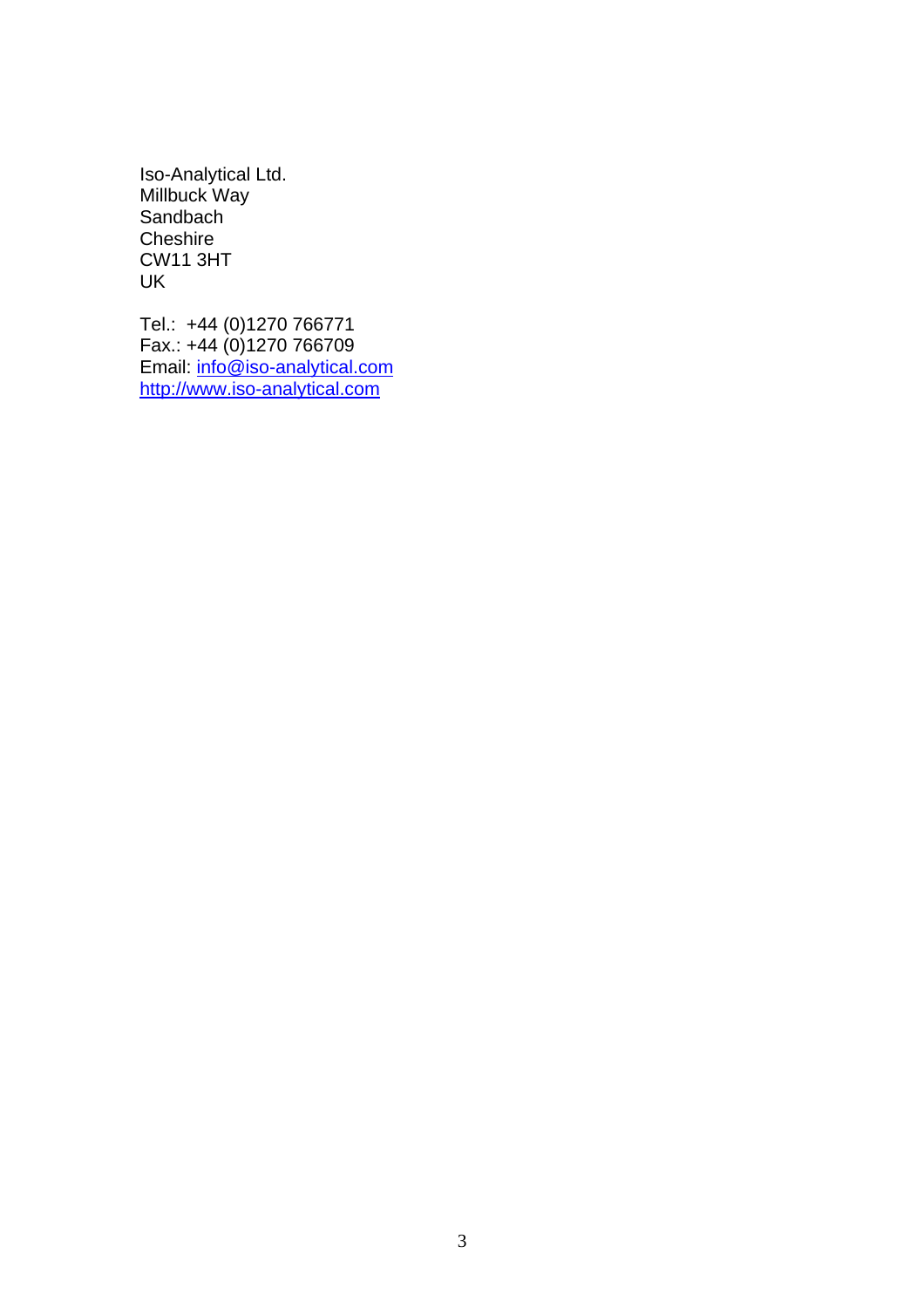Iso-Analytical Ltd.  
Millbuck Way  
Sandbach  
Cheshire  
CW11 3HT  
UK

Tel.: +44 (0)1270 766771  
Fax.: +44 (0)1270 766709  
Email: info@iso-analytical.com  
http://www.iso-analytical.com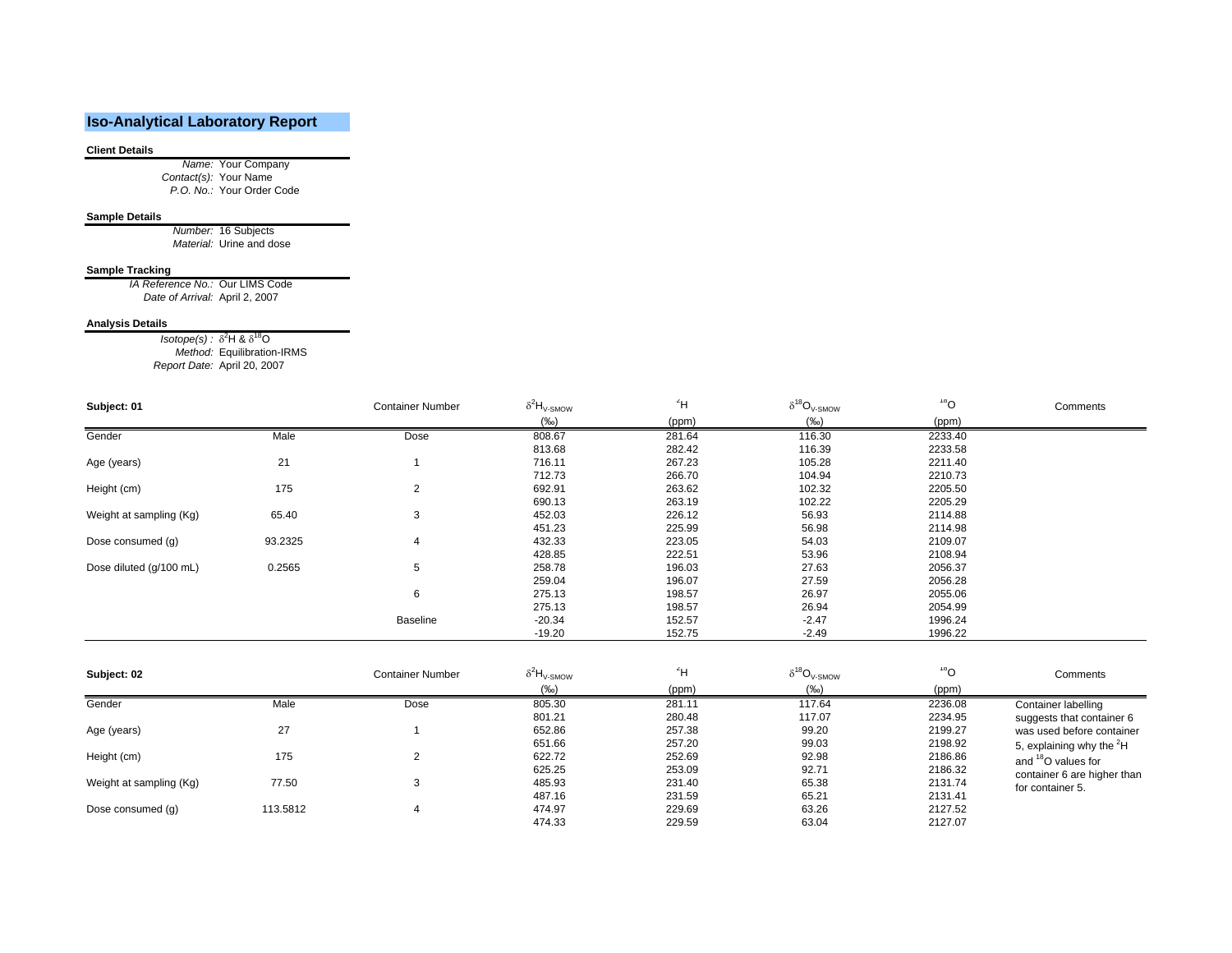## Iso-Analytical Laboratory Report

**Client Details**

*Name:* Your Company
*Contact(s):* Your Name
*P.O. No.:* Your Order Code

**Sample Details**

*Number:* 16 Subjects
*Material:* Urine and dose

**Sample Tracking**

*IA Reference No.:* Our LIMS Code
*Date of Arrival:* April 2, 2007

**Analysis Details**

*Isotope(s) :* $\delta^2$H & $\delta^{18}$O
*Method:* Equilibration-IRMS
*Report Date:* April 20, 2007

| **Subject: 01** | | Container Number | $\delta^2H_{V\text{-}SMOW}$ (‰) | $^2$H (ppm) | $\delta^{18}O_{V\text{-}SMOW}$ (‰) | $^{18}$O (ppm) | Comments |
|---|---|---|---|---|---|---|---|
| Gender | Male | Dose | 808.67 | 281.64 | 116.30 | 2233.40 | |
| | | | 813.68 | 282.42 | 116.39 | 2233.58 | |
| Age (years) | 21 | 1 | 716.11 | 267.23 | 105.28 | 2211.40 | |
| | | | 712.73 | 266.70 | 104.94 | 2210.73 | |
| Height (cm) | 175 | 2 | 692.91 | 263.62 | 102.32 | 2205.50 | |
| | | | 690.13 | 263.19 | 102.22 | 2205.29 | |
| Weight at sampling (Kg) | 65.40 | 3 | 452.03 | 226.12 | 56.93 | 2114.88 | |
| | | | 451.23 | 225.99 | 56.98 | 2114.98 | |
| Dose consumed (g) | 93.2325 | 4 | 432.33 | 223.05 | 54.03 | 2109.07 | |
| | | | 428.85 | 222.51 | 53.96 | 2108.94 | |
| Dose diluted (g/100 mL) | 0.2565 | 5 | 258.78 | 196.03 | 27.63 | 2056.37 | |
| | | | 259.04 | 196.07 | 27.59 | 2056.28 | |
| | | 6 | 275.13 | 198.57 | 26.97 | 2055.06 | |
| | | | 275.13 | 198.57 | 26.94 | 2054.99 | |
| | | Baseline | -20.34 | 152.57 | -2.47 | 1996.24 | |
| | | | -19.20 | 152.75 | -2.49 | 1996.22 | |

| **Subject: 02** | | Container Number | $\delta^2H_{V\text{-}SMOW}$ (‰) | $^2$H (ppm) | $\delta^{18}O_{V\text{-}SMOW}$ (‰) | $^{18}$O (ppm) | Comments |
|---|---|---|---|---|---|---|---|
| Gender | Male | Dose | 805.30 | 281.11 | 117.64 | 2236.08 | Container labelling suggests that container 6 was used before container 5, explaining why the $^2$H and $^{18}$O values for container 6 are higher than for container 5. |
| | | | 801.21 | 280.48 | 117.07 | 2234.95 | |
| Age (years) | 27 | 1 | 652.86 | 257.38 | 99.20 | 2199.27 | |
| | | | 651.66 | 257.20 | 99.03 | 2198.92 | |
| Height (cm) | 175 | 2 | 622.72 | 252.69 | 92.98 | 2186.86 | |
| | | | 625.25 | 253.09 | 92.71 | 2186.32 | |
| Weight at sampling (Kg) | 77.50 | 3 | 485.93 | 231.40 | 65.38 | 2131.74 | |
| | | | 487.16 | 231.59 | 65.21 | 2131.41 | |
| Dose consumed (g) | 113.5812 | 4 | 474.97 | 229.69 | 63.26 | 2127.52 | |
| | | | 474.33 | 229.59 | 63.04 | 2127.07 | |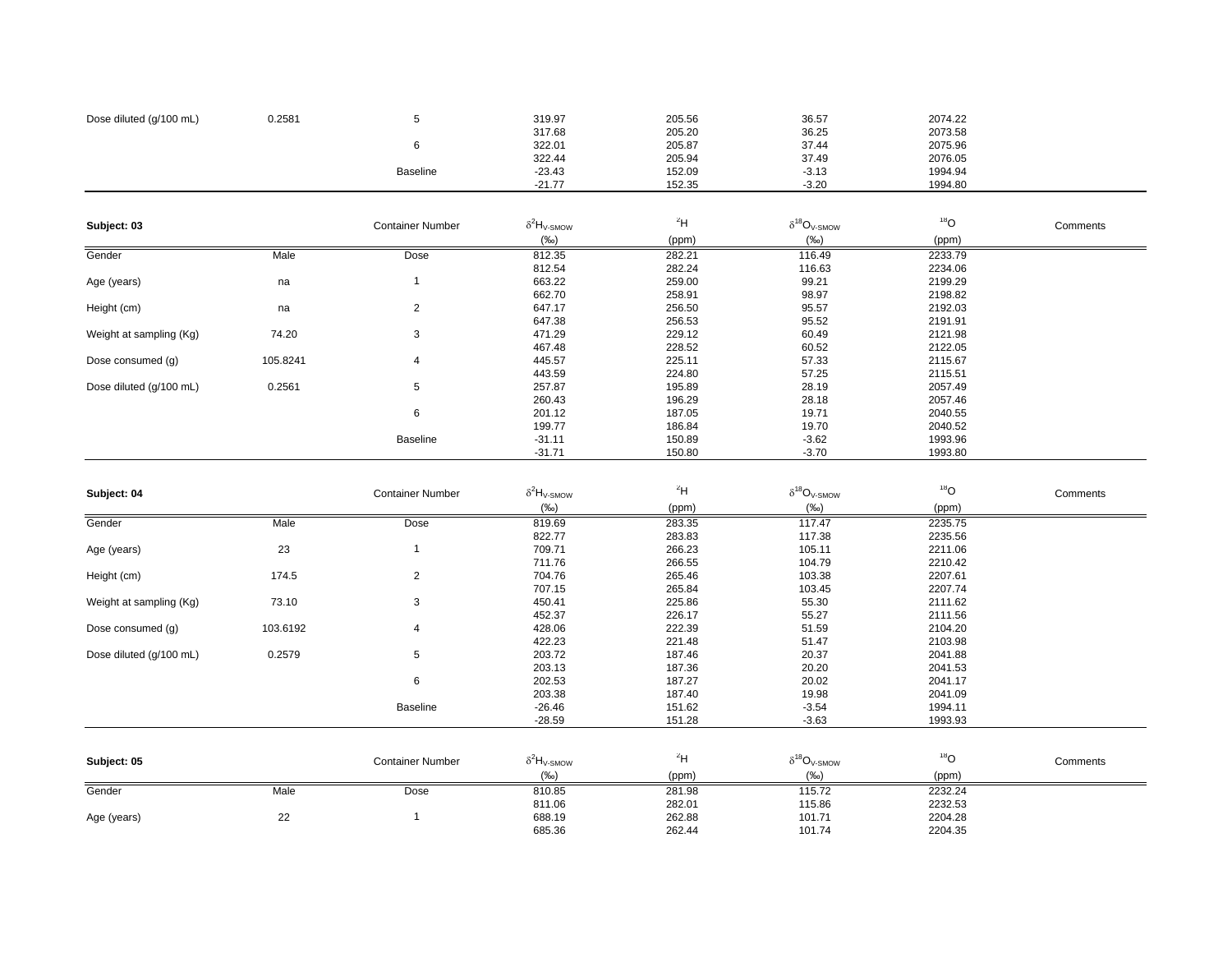| | | | | | | | |
|---|---|---|---|---|---|---|---|
| Dose diluted (g/100 mL) | 0.2581 | 5 | 319.97 | 205.56 | 36.57 | 2074.22 | |
| | | | 317.68 | 205.20 | 36.25 | 2073.58 | |
| | | 6 | 322.01 | 205.87 | 37.44 | 2075.96 | |
| | | | 322.44 | 205.94 | 37.49 | 2076.05 | |
| | | Baseline | -23.43 | 152.09 | -3.13 | 1994.94 | |
| | | | -21.77 | 152.35 | -3.20 | 1994.80 | |

| **Subject: 03** | | Container Number | $\delta^2H_{V\text{-}SMOW}$ (‰) | $^2H$ (ppm) | $\delta^{18}O_{V\text{-}SMOW}$ (‰) | $^{18}O$ (ppm) | Comments |
|---|---|---|---|---|---|---|---|
| Gender | Male | Dose | 812.35 | 282.21 | 116.49 | 2233.79 | |
| | | | 812.54 | 282.24 | 116.63 | 2234.06 | |
| Age (years) | na | 1 | 663.22 | 259.00 | 99.21 | 2199.29 | |
| | | | 662.70 | 258.91 | 98.97 | 2198.82 | |
| Height (cm) | na | 2 | 647.17 | 256.50 | 95.57 | 2192.03 | |
| | | | 647.38 | 256.53 | 95.52 | 2191.91 | |
| Weight at sampling (Kg) | 74.20 | 3 | 471.29 | 229.12 | 60.49 | 2121.98 | |
| | | | 467.48 | 228.52 | 60.52 | 2122.05 | |
| Dose consumed (g) | 105.8241 | 4 | 445.57 | 225.11 | 57.33 | 2115.67 | |
| | | | 443.59 | 224.80 | 57.25 | 2115.51 | |
| Dose diluted (g/100 mL) | 0.2561 | 5 | 257.87 | 195.89 | 28.19 | 2057.49 | |
| | | | 260.43 | 196.29 | 28.18 | 2057.46 | |
| | | 6 | 201.12 | 187.05 | 19.71 | 2040.55 | |
| | | | 199.77 | 186.84 | 19.70 | 2040.52 | |
| | | Baseline | -31.11 | 150.89 | -3.62 | 1993.96 | |
| | | | -31.71 | 150.80 | -3.70 | 1993.80 | |

| **Subject: 04** | | Container Number | $\delta^2H_{V\text{-}SMOW}$ (‰) | $^2H$ (ppm) | $\delta^{18}O_{V\text{-}SMOW}$ (‰) | $^{18}O$ (ppm) | Comments |
|---|---|---|---|---|---|---|---|
| Gender | Male | Dose | 819.69 | 283.35 | 117.47 | 2235.75 | |
| | | | 822.77 | 283.83 | 117.38 | 2235.56 | |
| Age (years) | 23 | 1 | 709.71 | 266.23 | 105.11 | 2211.06 | |
| | | | 711.76 | 266.55 | 104.79 | 2210.42 | |
| Height (cm) | 174.5 | 2 | 704.76 | 265.46 | 103.38 | 2207.61 | |
| | | | 707.15 | 265.84 | 103.45 | 2207.74 | |
| Weight at sampling (Kg) | 73.10 | 3 | 450.41 | 225.86 | 55.30 | 2111.62 | |
| | | | 452.37 | 226.17 | 55.27 | 2111.56 | |
| Dose consumed (g) | 103.6192 | 4 | 428.06 | 222.39 | 51.59 | 2104.20 | |
| | | | 422.23 | 221.48 | 51.47 | 2103.98 | |
| Dose diluted (g/100 mL) | 0.2579 | 5 | 203.72 | 187.46 | 20.37 | 2041.88 | |
| | | | 203.13 | 187.36 | 20.20 | 2041.53 | |
| | | 6 | 202.53 | 187.27 | 20.02 | 2041.17 | |
| | | | 203.38 | 187.40 | 19.98 | 2041.09 | |
| | | Baseline | -26.46 | 151.62 | -3.54 | 1994.11 | |
| | | | -28.59 | 151.28 | -3.63 | 1993.93 | |

| **Subject: 05** | | Container Number | $\delta^2H_{V\text{-}SMOW}$ (‰) | $^2H$ (ppm) | $\delta^{18}O_{V\text{-}SMOW}$ (‰) | $^{18}O$ (ppm) | Comments |
|---|---|---|---|---|---|---|---|
| Gender | Male | Dose | 810.85 | 281.98 | 115.72 | 2232.24 | |
| | | | 811.06 | 282.01 | 115.86 | 2232.53 | |
| Age (years) | 22 | 1 | 688.19 | 262.88 | 101.71 | 2204.28 | |
| | | | 685.36 | 262.44 | 101.74 | 2204.35 | |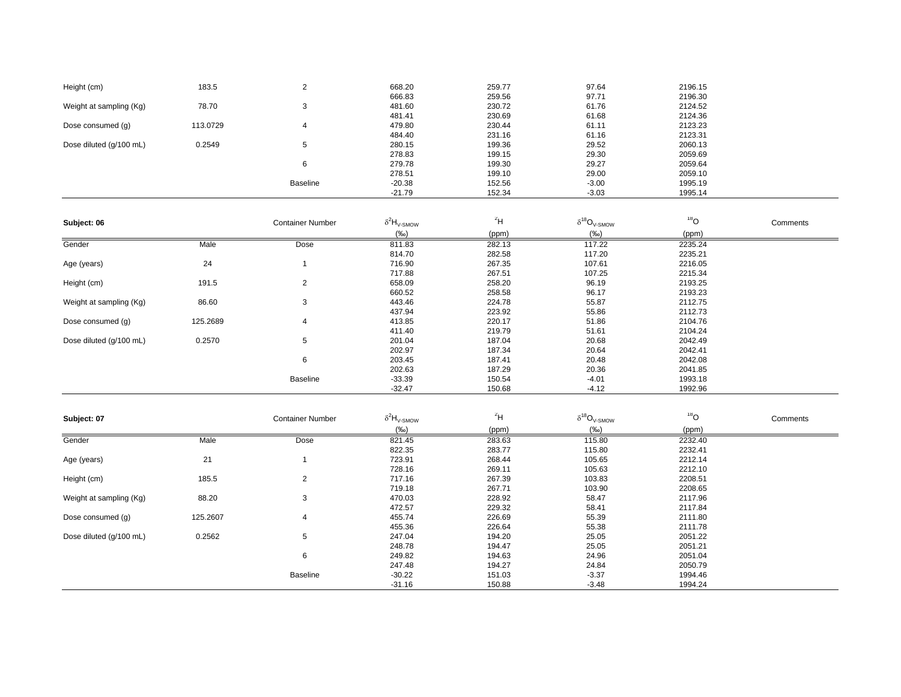| | | | | | | | |
|---|---|---|---|---|---|---|---|
| Height (cm) | 183.5 | 2 | 668.20 | 259.77 | 97.64 | 2196.15 | |
| | | | 666.83 | 259.56 | 97.71 | 2196.30 | |
| Weight at sampling (Kg) | 78.70 | 3 | 481.60 | 230.72 | 61.76 | 2124.52 | |
| | | | 481.41 | 230.69 | 61.68 | 2124.36 | |
| Dose consumed (g) | 113.0729 | 4 | 479.80 | 230.44 | 61.11 | 2123.23 | |
| | | | 484.40 | 231.16 | 61.16 | 2123.31 | |
| Dose diluted (g/100 mL) | 0.2549 | 5 | 280.15 | 199.36 | 29.52 | 2060.13 | |
| | | | 278.83 | 199.15 | 29.30 | 2059.69 | |
| | | 6 | 279.78 | 199.30 | 29.27 | 2059.64 | |
| | | | 278.51 | 199.10 | 29.00 | 2059.10 | |
| | | Baseline | -20.38 | 152.56 | -3.00 | 1995.19 | |
| | | | -21.79 | 152.34 | -3.03 | 1995.14 | |

| **Subject: 06** | | Container Number | $\delta^2H_{V\text{-}SMOW}$ (‰) | $^2H$ (ppm) | $\delta^{18}O_{V\text{-}SMOW}$ (‰) | $^{18}O$ (ppm) | Comments |
|---|---|---|---|---|---|---|---|
| Gender | Male | Dose | 811.83 | 282.13 | 117.22 | 2235.24 | |
| | | | 814.70 | 282.58 | 117.20 | 2235.21 | |
| Age (years) | 24 | 1 | 716.90 | 267.35 | 107.61 | 2216.05 | |
| | | | 717.88 | 267.51 | 107.25 | 2215.34 | |
| Height (cm) | 191.5 | 2 | 658.09 | 258.20 | 96.19 | 2193.25 | |
| | | | 660.52 | 258.58 | 96.17 | 2193.23 | |
| Weight at sampling (Kg) | 86.60 | 3 | 443.46 | 224.78 | 55.87 | 2112.75 | |
| | | | 437.94 | 223.92 | 55.86 | 2112.73 | |
| Dose consumed (g) | 125.2689 | 4 | 413.85 | 220.17 | 51.86 | 2104.76 | |
| | | | 411.40 | 219.79 | 51.61 | 2104.24 | |
| Dose diluted (g/100 mL) | 0.2570 | 5 | 201.04 | 187.04 | 20.68 | 2042.49 | |
| | | | 202.97 | 187.34 | 20.64 | 2042.41 | |
| | | 6 | 203.45 | 187.41 | 20.48 | 2042.08 | |
| | | | 202.63 | 187.29 | 20.36 | 2041.85 | |
| | | Baseline | -33.39 | 150.54 | -4.01 | 1993.18 | |
| | | | -32.47 | 150.68 | -4.12 | 1992.96 | |

| **Subject: 07** | | Container Number | $\delta^2H_{V\text{-}SMOW}$ (‰) | $^2H$ (ppm) | $\delta^{18}O_{V\text{-}SMOW}$ (‰) | $^{18}O$ (ppm) | Comments |
|---|---|---|---|---|---|---|---|
| Gender | Male | Dose | 821.45 | 283.63 | 115.80 | 2232.40 | |
| | | | 822.35 | 283.77 | 115.80 | 2232.41 | |
| Age (years) | 21 | 1 | 723.91 | 268.44 | 105.65 | 2212.14 | |
| | | | 728.16 | 269.11 | 105.63 | 2212.10 | |
| Height (cm) | 185.5 | 2 | 717.16 | 267.39 | 103.83 | 2208.51 | |
| | | | 719.18 | 267.71 | 103.90 | 2208.65 | |
| Weight at sampling (Kg) | 88.20 | 3 | 470.03 | 228.92 | 58.47 | 2117.96 | |
| | | | 472.57 | 229.32 | 58.41 | 2117.84 | |
| Dose consumed (g) | 125.2607 | 4 | 455.74 | 226.69 | 55.39 | 2111.80 | |
| | | | 455.36 | 226.64 | 55.38 | 2111.78 | |
| Dose diluted (g/100 mL) | 0.2562 | 5 | 247.04 | 194.20 | 25.05 | 2051.22 | |
| | | | 248.78 | 194.47 | 25.05 | 2051.21 | |
| | | 6 | 249.82 | 194.63 | 24.96 | 2051.04 | |
| | | | 247.48 | 194.27 | 24.84 | 2050.79 | |
| | | Baseline | -30.22 | 151.03 | -3.37 | 1994.46 | |
| | | | -31.16 | 150.88 | -3.48 | 1994.24 | |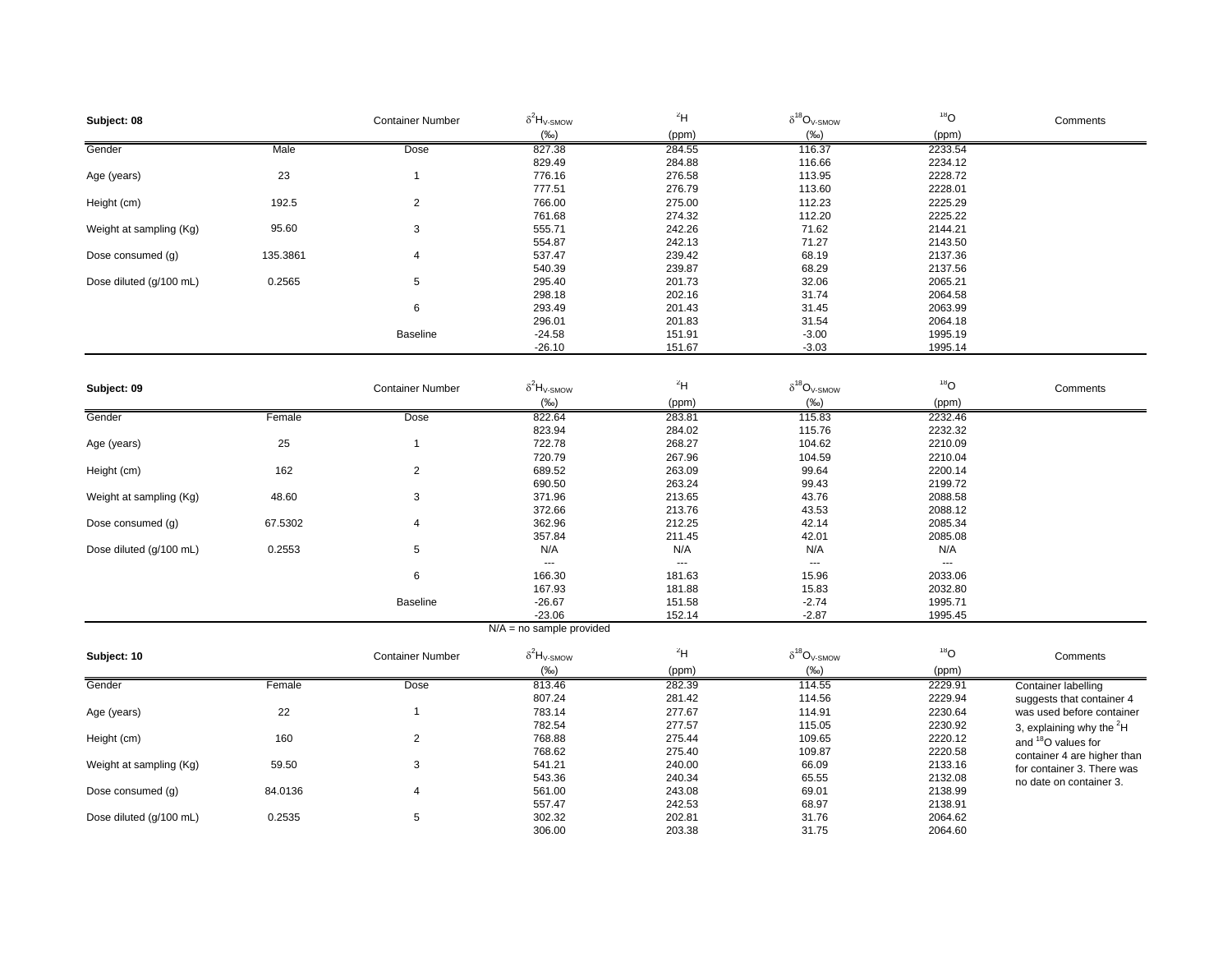| Subject: 08 | | Container Number | $\delta^{2}H_{V\text{-}SMOW}$ (‰) | $^{2}H$ (ppm) | $\delta^{18}O_{V\text{-}SMOW}$ (‰) | $^{18}O$ (ppm) | Comments |
|---|---|---|---|---|---|---|---|
| Gender | Male | Dose | 827.38 | 284.55 | 116.37 | 2233.54 | |
| | | | 829.49 | 284.88 | 116.66 | 2234.12 | |
| Age (years) | 23 | 1 | 776.16 | 276.58 | 113.95 | 2228.72 | |
| | | | 777.51 | 276.79 | 113.60 | 2228.01 | |
| Height (cm) | 192.5 | 2 | 766.00 | 275.00 | 112.23 | 2225.29 | |
| | | | 761.68 | 274.32 | 112.20 | 2225.22 | |
| Weight at sampling (Kg) | 95.60 | 3 | 555.71 | 242.26 | 71.62 | 2144.21 | |
| | | | 554.87 | 242.13 | 71.27 | 2143.50 | |
| Dose consumed (g) | 135.3861 | 4 | 537.47 | 239.42 | 68.19 | 2137.36 | |
| | | | 540.39 | 239.87 | 68.29 | 2137.56 | |
| Dose diluted (g/100 mL) | 0.2565 | 5 | 295.40 | 201.73 | 32.06 | 2065.21 | |
| | | | 298.18 | 202.16 | 31.74 | 2064.58 | |
| | | 6 | 293.49 | 201.43 | 31.45 | 2063.99 | |
| | | | 296.01 | 201.83 | 31.54 | 2064.18 | |
| | | Baseline | -24.58 | 151.91 | -3.00 | 1995.19 | |
| | | | -26.10 | 151.67 | -3.03 | 1995.14 | |

| Subject: 09 | | Container Number | $\delta^{2}H_{V\text{-}SMOW}$ (‰) | $^{2}H$ (ppm) | $\delta^{18}O_{V\text{-}SMOW}$ (‰) | $^{18}O$ (ppm) | Comments |
|---|---|---|---|---|---|---|---|
| Gender | Female | Dose | 822.64 | 283.81 | 115.83 | 2232.46 | |
| | | | 823.94 | 284.02 | 115.76 | 2232.32 | |
| Age (years) | 25 | 1 | 722.78 | 268.27 | 104.62 | 2210.09 | |
| | | | 720.79 | 267.96 | 104.59 | 2210.04 | |
| Height (cm) | 162 | 2 | 689.52 | 263.09 | 99.64 | 2200.14 | |
| | | | 690.50 | 263.24 | 99.43 | 2199.72 | |
| Weight at sampling (Kg) | 48.60 | 3 | 371.96 | 213.65 | 43.76 | 2088.58 | |
| | | | 372.66 | 213.76 | 43.53 | 2088.12 | |
| Dose consumed (g) | 67.5302 | 4 | 362.96 | 212.25 | 42.14 | 2085.34 | |
| | | | 357.84 | 211.45 | 42.01 | 2085.08 | |
| Dose diluted (g/100 mL) | 0.2553 | 5 | N/A | N/A | N/A | N/A | |
| | | | --- | --- | --- | --- | |
| | | 6 | 166.30 | 181.63 | 15.96 | 2033.06 | |
| | | | 167.93 | 181.88 | 15.83 | 2032.80 | |
| | | Baseline | -26.67 | 151.58 | -2.74 | 1995.71 | |
| | | | -23.06 | 152.14 | -2.87 | 1995.45 | |

N/A = no sample provided

| Subject: 10 | | Container Number | $\delta^{2}H_{V\text{-}SMOW}$ (‰) | $^{2}H$ (ppm) | $\delta^{18}O_{V\text{-}SMOW}$ (‰) | $^{18}O$ (ppm) | Comments |
|---|---|---|---|---|---|---|---|
| Gender | Female | Dose | 813.46 | 282.39 | 114.55 | 2229.91 | Container labelling suggests that container 4 was used before container 3, explaining why the $^{2}H$ and $^{18}O$ values for container 4 are higher than for container 3. There was no date on container 3. |
| | | | 807.24 | 281.42 | 114.56 | 2229.94 | |
| Age (years) | 22 | 1 | 783.14 | 277.67 | 114.91 | 2230.64 | |
| | | | 782.54 | 277.57 | 115.05 | 2230.92 | |
| Height (cm) | 160 | 2 | 768.88 | 275.44 | 109.65 | 2220.12 | |
| | | | 768.62 | 275.40 | 109.87 | 2220.58 | |
| Weight at sampling (Kg) | 59.50 | 3 | 541.21 | 240.00 | 66.09 | 2133.16 | |
| | | | 543.36 | 240.34 | 65.55 | 2132.08 | |
| Dose consumed (g) | 84.0136 | 4 | 561.00 | 243.08 | 69.01 | 2138.99 | |
| | | | 557.47 | 242.53 | 68.97 | 2138.91 | |
| Dose diluted (g/100 mL) | 0.2535 | 5 | 302.32 | 202.81 | 31.76 | 2064.62 | |
| | | | 306.00 | 203.38 | 31.75 | 2064.60 | |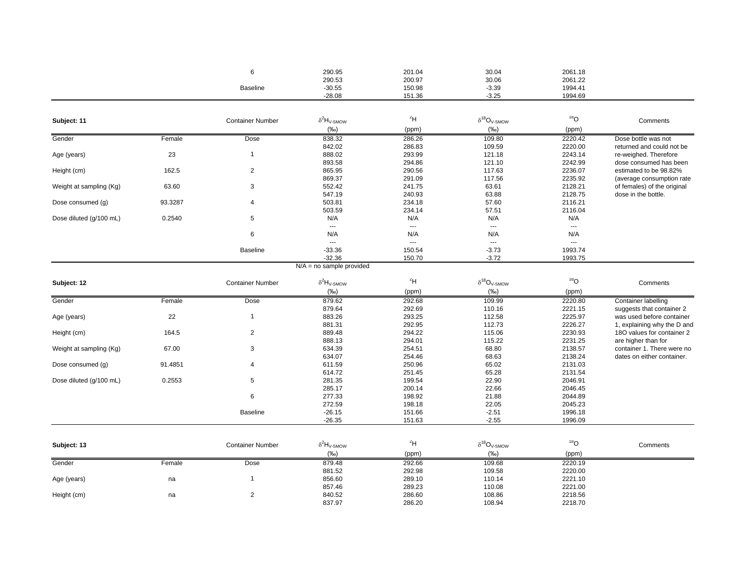| | | | | | | | |
|---|---|---|---|---|---|---|---|
| | | 6 | 290.95 | 201.04 | 30.04 | 2061.18 | |
| | | | 290.53 | 200.97 | 30.06 | 2061.22 | |
| | | Baseline | -30.55 | 150.98 | -3.39 | 1994.41 | |
| | | | -28.08 | 151.36 | -3.25 | 1994.69 | |

| **Subject: 11** | | Container Number | $\delta^2H_{V\text{-}SMOW}$ (‰) | $^2H$ (ppm) | $\delta^{18}O_{V\text{-}SMOW}$ (‰) | $^{18}O$ (ppm) | Comments |
|---|---|---|---|---|---|---|---|
| Gender | Female | Dose | 838.32 | 286.26 | 109.80 | 2220.42 | Dose bottle was not returned and could not be re-weighed. Therefore dose consumed has been estimated to be 98.82% (average consumption rate of females) of the original dose in the bottle. |
| | | | 842.02 | 286.83 | 109.59 | 2220.00 | |
| Age (years) | 23 | 1 | 888.02 | 293.99 | 121.18 | 2243.14 | |
| | | | 893.58 | 294.86 | 121.10 | 2242.99 | |
| Height (cm) | 162.5 | 2 | 865.95 | 290.56 | 117.63 | 2236.07 | |
| | | | 869.37 | 291.09 | 117.56 | 2235.92 | |
| Weight at sampling (Kg) | 63.60 | 3 | 552.42 | 241.75 | 63.61 | 2128.21 | |
| | | | 547.19 | 240.93 | 63.88 | 2128.75 | |
| Dose consumed (g) | 93.3287 | 4 | 503.81 | 234.18 | 57.60 | 2116.21 | |
| | | | 503.59 | 234.14 | 57.51 | 2116.04 | |
| Dose diluted (g/100 mL) | 0.2540 | 5 | N/A | N/A | N/A | N/A | |
| | | | --- | --- | --- | --- | |
| | | 6 | N/A | N/A | N/A | N/A | |
| | | | --- | --- | --- | --- | |
| | | Baseline | -33.36 | 150.54 | -3.73 | 1993.74 | |
| | | | -32.36 | 150.70 | -3.72 | 1993.75 | |

N/A = no sample provided

| **Subject: 12** | | Container Number | $\delta^2H_{V\text{-}SMOW}$ (‰) | $^2H$ (ppm) | $\delta^{18}O_{V\text{-}SMOW}$ (‰) | $^{18}O$ (ppm) | Comments |
|---|---|---|---|---|---|---|---|
| Gender | Female | Dose | 879.62 | 292.68 | 109.99 | 2220.80 | Container labelling suggests that container 2 was used before container 1, explaining why the D and 18O values for container 2 are higher than for container 1. There were no dates on either container. |
| | | | 879.64 | 292.69 | 110.16 | 2221.15 | |
| Age (years) | 22 | 1 | 883.26 | 293.25 | 112.58 | 2225.97 | |
| | | | 881.31 | 292.95 | 112.73 | 2226.27 | |
| Height (cm) | 164.5 | 2 | 889.48 | 294.22 | 115.06 | 2230.93 | |
| | | | 888.13 | 294.01 | 115.22 | 2231.25 | |
| Weight at sampling (Kg) | 67.00 | 3 | 634.39 | 254.51 | 68.80 | 2138.57 | |
| | | | 634.07 | 254.46 | 68.63 | 2138.24 | |
| Dose consumed (g) | 91.4851 | 4 | 611.59 | 250.96 | 65.02 | 2131.03 | |
| | | | 614.72 | 251.45 | 65.28 | 2131.54 | |
| Dose diluted (g/100 mL) | 0.2553 | 5 | 281.35 | 199.54 | 22.90 | 2046.91 | |
| | | | 285.17 | 200.14 | 22.66 | 2046.45 | |
| | | 6 | 277.33 | 198.92 | 21.88 | 2044.89 | |
| | | | 272.59 | 198.18 | 22.05 | 2045.23 | |
| | | Baseline | -26.15 | 151.66 | -2.51 | 1996.18 | |
| | | | -26.35 | 151.63 | -2.55 | 1996.09 | |

| **Subject: 13** | | Container Number | $\delta^2H_{V\text{-}SMOW}$ (‰) | $^2H$ (ppm) | $\delta^{18}O_{V\text{-}SMOW}$ (‰) | $^{18}O$ (ppm) | Comments |
|---|---|---|---|---|---|---|---|
| Gender | Female | Dose | 879.48 | 292.66 | 109.68 | 2220.19 | |
| | | | 881.52 | 292.98 | 109.58 | 2220.00 | |
| Age (years) | na | 1 | 856.60 | 289.10 | 110.14 | 2221.10 | |
| | | | 857.46 | 289.23 | 110.08 | 2221.00 | |
| Height (cm) | na | 2 | 840.52 | 286.60 | 108.86 | 2218.56 | |
| | | | 837.97 | 286.20 | 108.94 | 2218.70 | |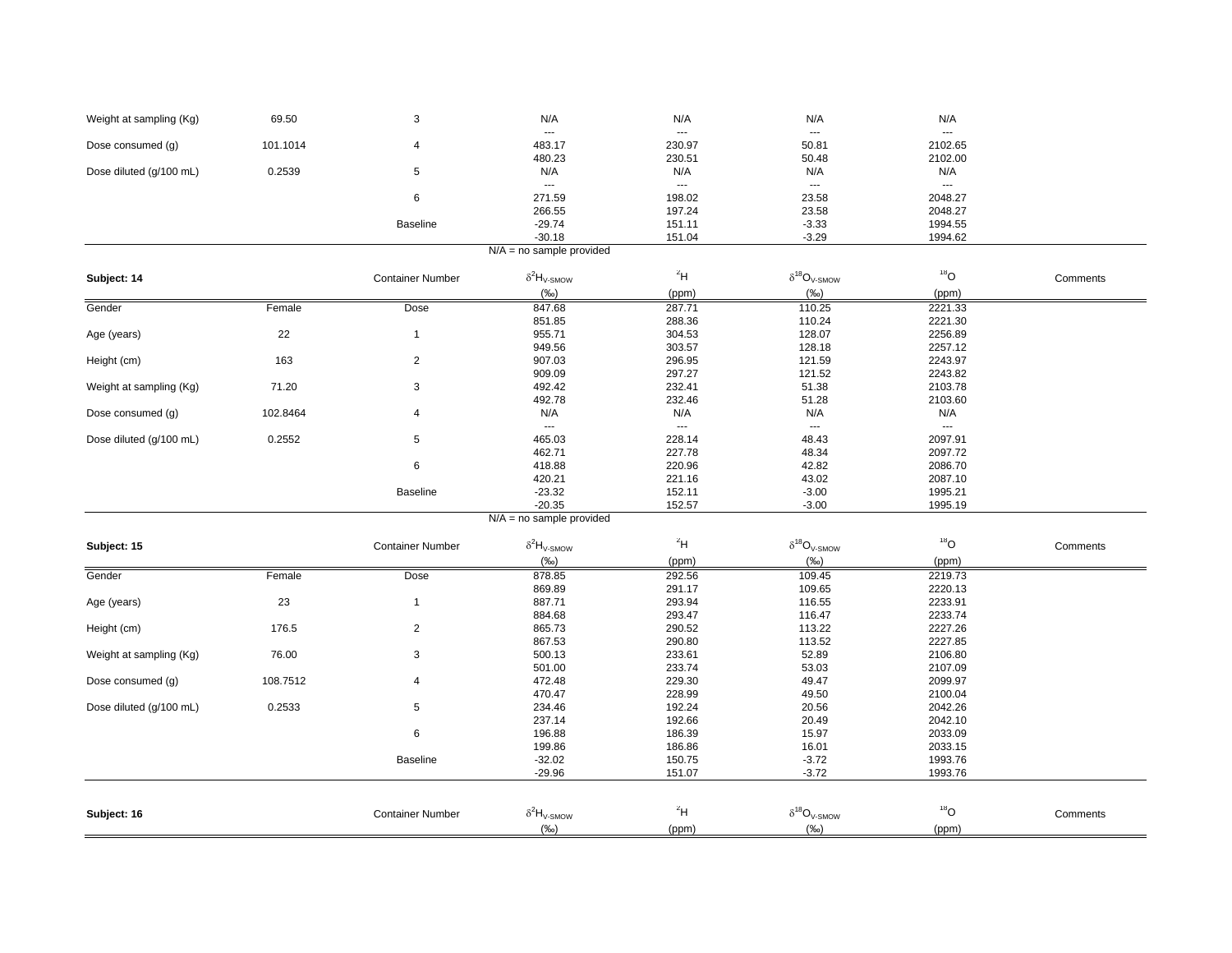| | | | | | | | |
|---|---|---|---|---|---|---|---|
| Weight at sampling (Kg) | 69.50 | 3 | N/A | N/A | N/A | N/A | |
| | | | --- | --- | --- | --- | |
| Dose consumed (g) | 101.1014 | 4 | 483.17 | 230.97 | 50.81 | 2102.65 | |
| | | | 480.23 | 230.51 | 50.48 | 2102.00 | |
| Dose diluted (g/100 mL) | 0.2539 | 5 | N/A | N/A | N/A | N/A | |
| | | | --- | --- | --- | --- | |
| | | 6 | 271.59 | 198.02 | 23.58 | 2048.27 | |
| | | | 266.55 | 197.24 | 23.58 | 2048.27 | |
| | | Baseline | -29.74 | 151.11 | -3.33 | 1994.55 | |
| | | | -30.18 | 151.04 | -3.29 | 1994.62 | |

N/A = no sample provided

| **Subject: 14** | | Container Number | $\delta^2H_{V\text{-}SMOW}$ (‰) | $^2H$ (ppm) | $\delta^{18}O_{V\text{-}SMOW}$ (‰) | $^{18}O$ (ppm) | Comments |
|---|---|---|---|---|---|---|---|
| Gender | Female | Dose | 847.68 | 287.71 | 110.25 | 2221.33 | |
| | | | 851.85 | 288.36 | 110.24 | 2221.30 | |
| Age (years) | 22 | 1 | 955.71 | 304.53 | 128.07 | 2256.89 | |
| | | | 949.56 | 303.57 | 128.18 | 2257.12 | |
| Height (cm) | 163 | 2 | 907.03 | 296.95 | 121.59 | 2243.97 | |
| | | | 909.09 | 297.27 | 121.52 | 2243.82 | |
| Weight at sampling (Kg) | 71.20 | 3 | 492.42 | 232.41 | 51.38 | 2103.78 | |
| | | | 492.78 | 232.46 | 51.28 | 2103.60 | |
| Dose consumed (g) | 102.8464 | 4 | N/A | N/A | N/A | N/A | |
| | | | --- | --- | --- | --- | |
| Dose diluted (g/100 mL) | 0.2552 | 5 | 465.03 | 228.14 | 48.43 | 2097.91 | |
| | | | 462.71 | 227.78 | 48.34 | 2097.72 | |
| | | 6 | 418.88 | 220.96 | 42.82 | 2086.70 | |
| | | | 420.21 | 221.16 | 43.02 | 2087.10 | |
| | | Baseline | -23.32 | 152.11 | -3.00 | 1995.21 | |
| | | | -20.35 | 152.57 | -3.00 | 1995.19 | |

N/A = no sample provided

| **Subject: 15** | | Container Number | $\delta^2H_{V\text{-}SMOW}$ (‰) | $^2H$ (ppm) | $\delta^{18}O_{V\text{-}SMOW}$ (‰) | $^{18}O$ (ppm) | Comments |
|---|---|---|---|---|---|---|---|
| Gender | Female | Dose | 878.85 | 292.56 | 109.45 | 2219.73 | |
| | | | 869.89 | 291.17 | 109.65 | 2220.13 | |
| Age (years) | 23 | 1 | 887.71 | 293.94 | 116.55 | 2233.91 | |
| | | | 884.68 | 293.47 | 116.47 | 2233.74 | |
| Height (cm) | 176.5 | 2 | 865.73 | 290.52 | 113.22 | 2227.26 | |
| | | | 867.53 | 290.80 | 113.52 | 2227.85 | |
| Weight at sampling (Kg) | 76.00 | 3 | 500.13 | 233.61 | 52.89 | 2106.80 | |
| | | | 501.00 | 233.74 | 53.03 | 2107.09 | |
| Dose consumed (g) | 108.7512 | 4 | 472.48 | 229.30 | 49.47 | 2099.97 | |
| | | | 470.47 | 228.99 | 49.50 | 2100.04 | |
| Dose diluted (g/100 mL) | 0.2533 | 5 | 234.46 | 192.24 | 20.56 | 2042.26 | |
| | | | 237.14 | 192.66 | 20.49 | 2042.10 | |
| | | 6 | 196.88 | 186.39 | 15.97 | 2033.09 | |
| | | | 199.86 | 186.86 | 16.01 | 2033.15 | |
| | | Baseline | -32.02 | 150.75 | -3.72 | 1993.76 | |
| | | | -29.96 | 151.07 | -3.72 | 1993.76 | |

| **Subject: 16** | | Container Number | $\delta^2H_{V\text{-}SMOW}$ (‰) | $^2H$ (ppm) | $\delta^{18}O_{V\text{-}SMOW}$ (‰) | $^{18}O$ (ppm) | Comments |
|---|---|---|---|---|---|---|---|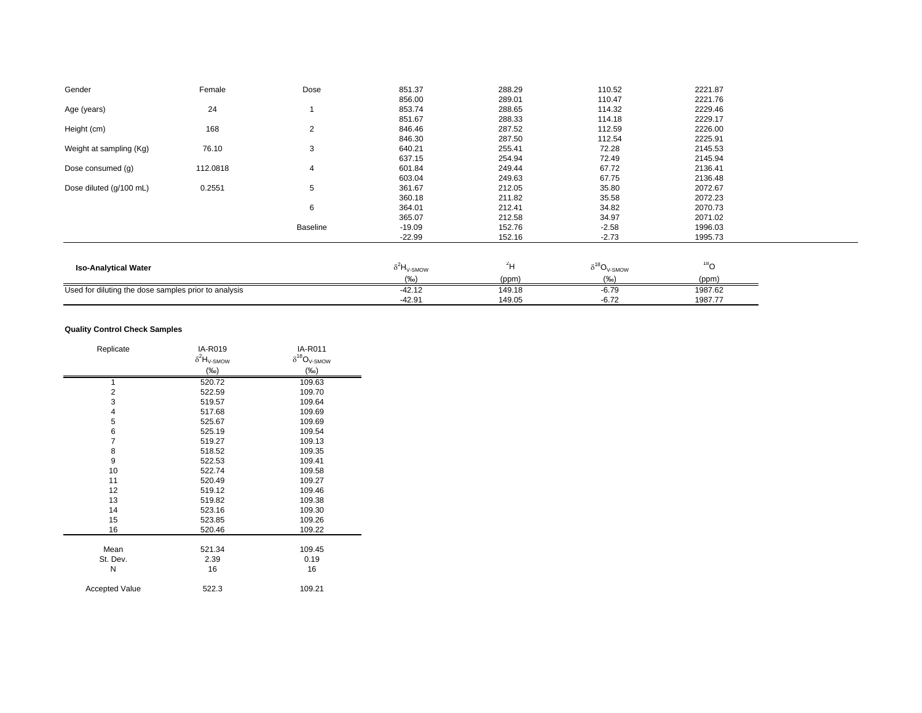| | | | | | | |
|---|---|---|---|---|---|---|
| Gender | Female | Dose | 851.37 | 288.29 | 110.52 | 2221.87 |
| | | | 856.00 | 289.01 | 110.47 | 2221.76 |
| Age (years) | 24 | 1 | 853.74 | 288.65 | 114.32 | 2229.46 |
| | | | 851.67 | 288.33 | 114.18 | 2229.17 |
| Height (cm) | 168 | 2 | 846.46 | 287.52 | 112.59 | 2226.00 |
| | | | 846.30 | 287.50 | 112.54 | 2225.91 |
| Weight at sampling (Kg) | 76.10 | 3 | 640.21 | 255.41 | 72.28 | 2145.53 |
| | | | 637.15 | 254.94 | 72.49 | 2145.94 |
| Dose consumed (g) | 112.0818 | 4 | 601.84 | 249.44 | 67.72 | 2136.41 |
| | | | 603.04 | 249.63 | 67.75 | 2136.48 |
| Dose diluted (g/100 mL) | 0.2551 | 5 | 361.67 | 212.05 | 35.80 | 2072.67 |
| | | | 360.18 | 211.82 | 35.58 | 2072.23 |
| | | 6 | 364.01 | 212.41 | 34.82 | 2070.73 |
| | | | 365.07 | 212.58 | 34.97 | 2071.02 |
| | | Baseline | -19.09 | 152.76 | -2.58 | 1996.03 |
| | | | -22.99 | 152.16 | -2.73 | 1995.73 |

| **Iso-Analytical Water** | $\delta^{2}H_{V\text{-}SMOW}$ (‰) | $^{2}H$ (ppm) | $\delta^{18}O_{V\text{-}SMOW}$ (‰) | $^{18}O$ (ppm) |
|---|---|---|---|---|
| Used for diluting the dose samples prior to analysis | -42.12 | 149.18 | -6.79 | 1987.62 |
| | -42.91 | 149.05 | -6.72 | 1987.77 |

**Quality Control Check Samples**

| Replicate | IA-R019 $\delta^{2}H_{V\text{-}SMOW}$ (‰) | IA-R011 $\delta^{18}O_{V\text{-}SMOW}$ (‰) |
|---|---|---|
| 1 | 520.72 | 109.63 |
| 2 | 522.59 | 109.70 |
| 3 | 519.57 | 109.64 |
| 4 | 517.68 | 109.69 |
| 5 | 525.67 | 109.69 |
| 6 | 525.19 | 109.54 |
| 7 | 519.27 | 109.13 |
| 8 | 518.52 | 109.35 |
| 9 | 522.53 | 109.41 |
| 10 | 522.74 | 109.58 |
| 11 | 520.49 | 109.27 |
| 12 | 519.12 | 109.46 |
| 13 | 519.82 | 109.38 |
| 14 | 523.16 | 109.30 |
| 15 | 523.85 | 109.26 |
| 16 | 520.46 | 109.22 |
| Mean | 521.34 | 109.45 |
| St. Dev. | 2.39 | 0.19 |
| N | 16 | 16 |
| Accepted Value | 522.3 | 109.21 |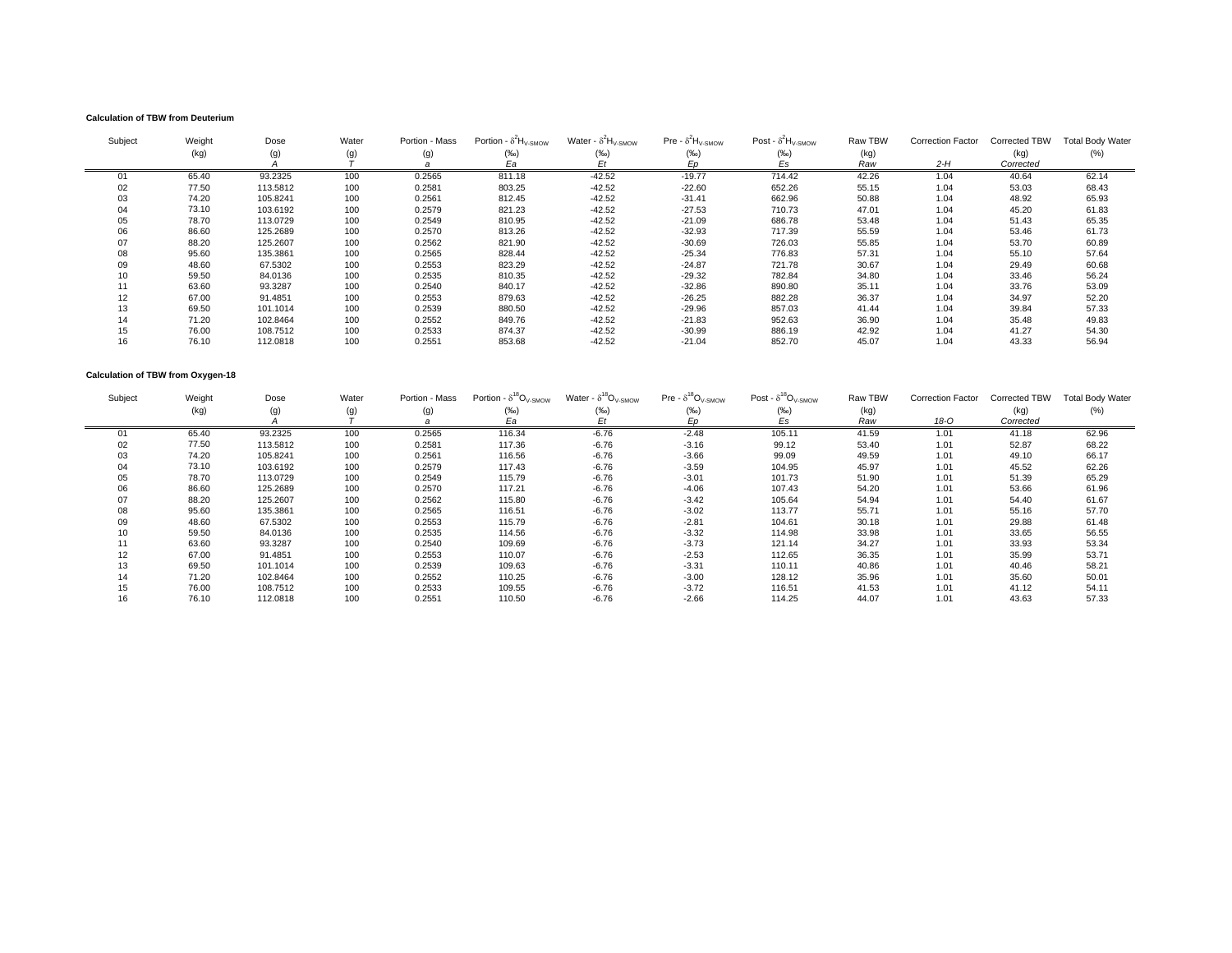**Calculation of TBW from Deuterium**

| Subject | Weight (kg) | Dose (g) *A* | Water (g) *T* | Portion - Mass (g) *a* | Portion - $\delta^2H_{V\text{-}SMOW}$ (‰) *Ea* | Water - $\delta^2H_{V\text{-}SMOW}$ (‰) *Et* | Pre - $\delta^2H_{V\text{-}SMOW}$ (‰) *Ep* | Post - $\delta^2H_{V\text{-}SMOW}$ (‰) *Es* | Raw TBW (kg) *Raw* | Correction Factor *2-H* | Corrected TBW (kg) *Corrected* | Total Body Water (%) |
|---|---|---|---|---|---|---|---|---|---|---|---|---|
| 01 | 65.40 | 93.2325 | 100 | 0.2565 | 811.18 | -42.52 | -19.77 | 714.42 | 42.26 | 1.04 | 40.64 | 62.14 |
| 02 | 77.50 | 113.5812 | 100 | 0.2581 | 803.25 | -42.52 | -22.60 | 652.26 | 55.15 | 1.04 | 53.03 | 68.43 |
| 03 | 74.20 | 105.8241 | 100 | 0.2561 | 812.45 | -42.52 | -31.41 | 662.96 | 50.88 | 1.04 | 48.92 | 65.93 |
| 04 | 73.10 | 103.6192 | 100 | 0.2579 | 821.23 | -42.52 | -27.53 | 710.73 | 47.01 | 1.04 | 45.20 | 61.83 |
| 05 | 78.70 | 113.0729 | 100 | 0.2549 | 810.95 | -42.52 | -21.09 | 686.78 | 53.48 | 1.04 | 51.43 | 65.35 |
| 06 | 86.60 | 125.2689 | 100 | 0.2570 | 813.26 | -42.52 | -32.93 | 717.39 | 55.59 | 1.04 | 53.46 | 61.73 |
| 07 | 88.20 | 125.2607 | 100 | 0.2562 | 821.90 | -42.52 | -30.69 | 726.03 | 55.85 | 1.04 | 53.70 | 60.89 |
| 08 | 95.60 | 135.3861 | 100 | 0.2565 | 828.44 | -42.52 | -25.34 | 776.83 | 57.31 | 1.04 | 55.10 | 57.64 |
| 09 | 48.60 | 67.5302 | 100 | 0.2553 | 823.29 | -42.52 | -24.87 | 721.78 | 30.67 | 1.04 | 29.49 | 60.68 |
| 10 | 59.50 | 84.0136 | 100 | 0.2535 | 810.35 | -42.52 | -29.32 | 782.84 | 34.80 | 1.04 | 33.46 | 56.24 |
| 11 | 63.60 | 93.3287 | 100 | 0.2540 | 840.17 | -42.52 | -32.86 | 890.80 | 35.11 | 1.04 | 33.76 | 53.09 |
| 12 | 67.00 | 91.4851 | 100 | 0.2553 | 879.63 | -42.52 | -26.25 | 882.28 | 36.37 | 1.04 | 34.97 | 52.20 |
| 13 | 69.50 | 101.1014 | 100 | 0.2539 | 880.50 | -42.52 | -29.96 | 857.03 | 41.44 | 1.04 | 39.84 | 57.33 |
| 14 | 71.20 | 102.8464 | 100 | 0.2552 | 849.76 | -42.52 | -21.83 | 952.63 | 36.90 | 1.04 | 35.48 | 49.83 |
| 15 | 76.00 | 108.7512 | 100 | 0.2533 | 874.37 | -42.52 | -30.99 | 886.19 | 42.92 | 1.04 | 41.27 | 54.30 |
| 16 | 76.10 | 112.0818 | 100 | 0.2551 | 853.68 | -42.52 | -21.04 | 852.70 | 45.07 | 1.04 | 43.33 | 56.94 |

**Calculation of TBW from Oxygen-18**

| Subject | Weight (kg) | Dose (g) *A* | Water (g) *T* | Portion - Mass (g) *a* | Portion - $\delta^{18}O_{V\text{-}SMOW}$ (‰) *Ea* | Water - $\delta^{18}O_{V\text{-}SMOW}$ (‰) *Et* | Pre - $\delta^{18}O_{V\text{-}SMOW}$ (‰) *Ep* | Post - $\delta^{18}O_{V\text{-}SMOW}$ (‰) *Es* | Raw TBW (kg) *Raw* | Correction Factor *18-O* | Corrected TBW (kg) *Corrected* | Total Body Water (%) |
|---|---|---|---|---|---|---|---|---|---|---|---|---|
| 01 | 65.40 | 93.2325 | 100 | 0.2565 | 116.34 | -6.76 | -2.48 | 105.11 | 41.59 | 1.01 | 41.18 | 62.96 |
| 02 | 77.50 | 113.5812 | 100 | 0.2581 | 117.36 | -6.76 | -3.16 | 99.12 | 53.40 | 1.01 | 52.87 | 68.22 |
| 03 | 74.20 | 105.8241 | 100 | 0.2561 | 116.56 | -6.76 | -3.66 | 99.09 | 49.59 | 1.01 | 49.10 | 66.17 |
| 04 | 73.10 | 103.6192 | 100 | 0.2579 | 117.43 | -6.76 | -3.59 | 104.95 | 45.97 | 1.01 | 45.52 | 62.26 |
| 05 | 78.70 | 113.0729 | 100 | 0.2549 | 115.79 | -6.76 | -3.01 | 101.73 | 51.90 | 1.01 | 51.39 | 65.29 |
| 06 | 86.60 | 125.2689 | 100 | 0.2570 | 117.21 | -6.76 | -4.06 | 107.43 | 54.20 | 1.01 | 53.66 | 61.96 |
| 07 | 88.20 | 125.2607 | 100 | 0.2562 | 115.80 | -6.76 | -3.42 | 105.64 | 54.94 | 1.01 | 54.40 | 61.67 |
| 08 | 95.60 | 135.3861 | 100 | 0.2565 | 116.51 | -6.76 | -3.02 | 113.77 | 55.71 | 1.01 | 55.16 | 57.70 |
| 09 | 48.60 | 67.5302 | 100 | 0.2553 | 115.79 | -6.76 | -2.81 | 104.61 | 30.18 | 1.01 | 29.88 | 61.48 |
| 10 | 59.50 | 84.0136 | 100 | 0.2535 | 114.56 | -6.76 | -3.32 | 114.98 | 33.98 | 1.01 | 33.65 | 56.55 |
| 11 | 63.60 | 93.3287 | 100 | 0.2540 | 109.69 | -6.76 | -3.73 | 121.14 | 34.27 | 1.01 | 33.93 | 53.34 |
| 12 | 67.00 | 91.4851 | 100 | 0.2553 | 110.07 | -6.76 | -2.53 | 112.65 | 36.35 | 1.01 | 35.99 | 53.71 |
| 13 | 69.50 | 101.1014 | 100 | 0.2539 | 109.63 | -6.76 | -3.31 | 110.11 | 40.86 | 1.01 | 40.46 | 58.21 |
| 14 | 71.20 | 102.8464 | 100 | 0.2552 | 110.25 | -6.76 | -3.00 | 128.12 | 35.96 | 1.01 | 35.60 | 50.01 |
| 15 | 76.00 | 108.7512 | 100 | 0.2533 | 109.55 | -6.76 | -3.72 | 116.51 | 41.53 | 1.01 | 41.12 | 54.11 |
| 16 | 76.10 | 112.0818 | 100 | 0.2551 | 110.50 | -6.76 | -2.66 | 114.25 | 44.07 | 1.01 | 43.63 | 57.33 |